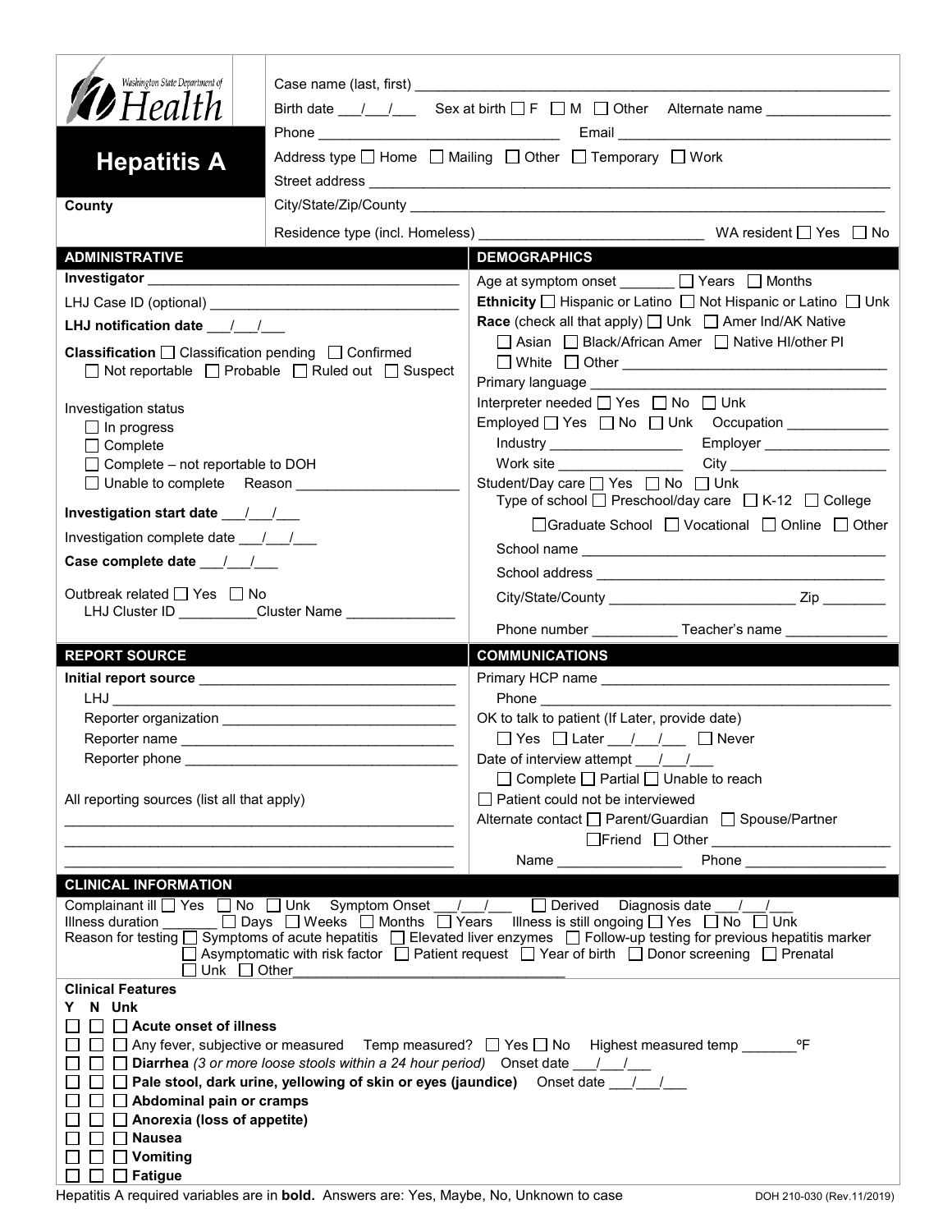Washington State Department of Health

# Hepatitis A

**County**

Case name (last, first) ___________________________________________

Birth date ___/___/___ Sex at birth ☐ F ☐ M ☐ Other Alternate name _______________

Phone ______________________________ Email ______________________________

Address type ☐ Home ☐ Mailing ☐ Other ☐ Temporary ☐ Work

Street address ___________________________________________

City/State/Zip/County ___________________________________________

Residence type (incl. Homeless) ___________________________ WA resident ☐ Yes ☐ No

## ADMINISTRATIVE

**Investigator** ______________________________________

LHJ Case ID (optional) ______________________________

**LHJ notification date** ___/___/___

**Classification** ☐ Classification pending ☐ Confirmed
☐ Not reportable ☐ Probable ☐ Ruled out ☐ Suspect

Investigation status
☐ In progress
☐ Complete
☐ Complete – not reportable to DOH
☐ Unable to complete Reason ____________________

**Investigation start date** ___/___/___

Investigation complete date ___/___/___

**Case complete date** ___/___/___

Outbreak related ☐ Yes ☐ No
LHJ Cluster ID __________Cluster Name ______________

## DEMOGRAPHICS

Age at symptom onset _______ ☐ Years ☐ Months

**Ethnicity** ☐ Hispanic or Latino ☐ Not Hispanic or Latino ☐ Unk

**Race** (check all that apply) ☐ Unk ☐ Amer Ind/AK Native
☐ Asian ☐ Black/African Amer ☐ Native HI/other PI
☐ White ☐ Other ______________________________

Primary language ______________________________

Interpreter needed ☐ Yes ☐ No ☐ Unk

Employed ☐ Yes ☐ No ☐ Unk Occupation _____________

Industry _________________ Employer ________________

Work site ________________ City ____________________

Student/Day care ☐ Yes ☐ No ☐ Unk
Type of school ☐ Preschool/day care ☐ K-12 ☐ College
☐ Graduate School ☐ Vocational ☐ Online ☐ Other

School name ______________________________________

School address ____________________________________

City/State/County ________________________ Zip ________

Phone number ___________ Teacher's name _____________

## REPORT SOURCE

**Initial report source** ______________________________

LHJ ______________________________________________

Reporter organization ______________________________

Reporter name ___________________________________

Reporter phone __________________________________

All reporting sources (list all that apply)

______________________________________________

______________________________________________

______________________________________________

## COMMUNICATIONS

Primary HCP name ____________________________________

Phone _____________________________________________

OK to talk to patient (If Later, provide date)
☐ Yes ☐ Later ___/___/___ ☐ Never

Date of interview attempt ___/___/___
☐ Complete ☐ Partial ☐ Unable to reach

☐ Patient could not be interviewed

Alternate contact ☐ Parent/Guardian ☐ Spouse/Partner
☐ Friend ☐ Other ______________________

Name ________________ Phone __________________

## CLINICAL INFORMATION

Complainant ill ☐ Yes ☐ No ☐ Unk Symptom Onset ___/___/___ ☐ Derived Diagnosis date ___/___/___

Illness duration _______ ☐ Days ☐ Weeks ☐ Months ☐ Years Illness is still ongoing ☐ Yes ☐ No ☐ Unk

Reason for testing ☐ Symptoms of acute hepatitis ☐ Elevated liver enzymes ☐ Follow-up testing for previous hepatitis marker
☐ Asymptomatic with risk factor ☐ Patient request ☐ Year of birth ☐ Donor screening ☐ Prenatal
☐ Unk ☐ Other_________________________________

**Clinical Features**

Y N Unk

☐ ☐ ☐ **Acute onset of illness**

☐ ☐ ☐ Any fever, subjective or measured Temp measured? ☐ Yes ☐ No Highest measured temp _______ºF

☐ ☐ ☐ **Diarrhea** *(3 or more loose stools within a 24 hour period)* Onset date ___/___/___

☐ ☐ ☐ **Pale stool, dark urine, yellowing of skin or eyes (jaundice)** Onset date ___/___/___

☐ ☐ ☐ **Abdominal pain or cramps**

☐ ☐ ☐ **Anorexia (loss of appetite)**

☐ ☐ ☐ **Nausea**

☐ ☐ ☐ **Vomiting**

☐ ☐ ☐ **Fatigue**

Hepatitis A required variables are in **bold**. Answers are: Yes, Maybe, No, Unknown to case

DOH 210-030 (Rev.11/2019)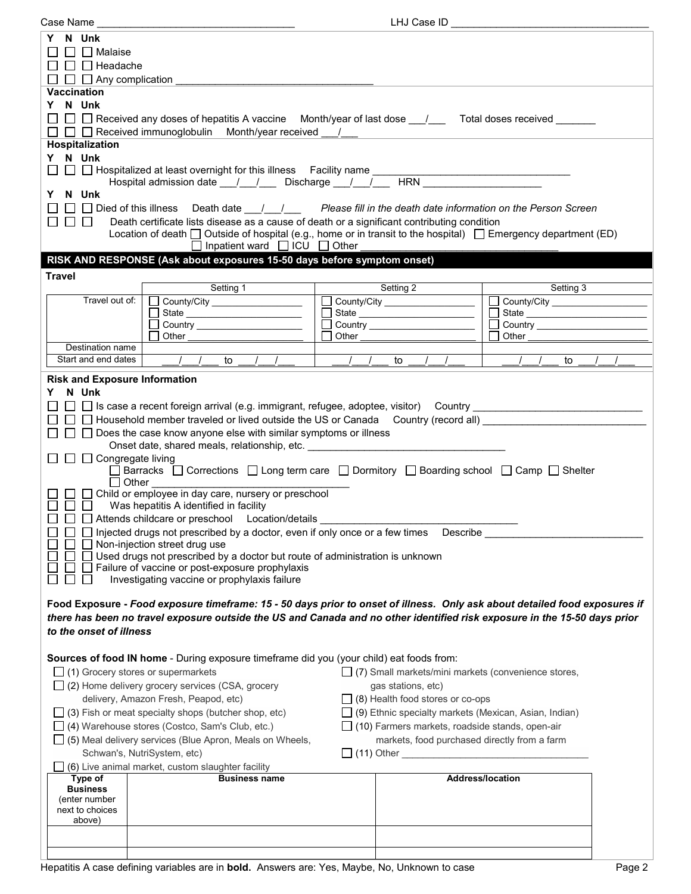Case Name ___________________________________ LHJ Case ID ___________________________________

Y N Unk

☐ ☐ ☐ Malaise

☐ ☐ ☐ Headache

☐ ☐ ☐ Any complication ___________________________________

**Vaccination**

Y N Unk

☐ ☐ ☐ Received any doses of hepatitis A vaccine Month/year of last dose ___/___ Total doses received _______

☐ ☐ ☐ Received immunoglobulin Month/year received ___/___

**Hospitalization**

Y N Unk

☐ ☐ ☐ Hospitalized at least overnight for this illness Facility name ___________________________________

Hospital admission date ___/___/___ Discharge ___/___/___ HRN ____________________

Y N Unk

☐ ☐ ☐ Died of this illness Death date ___/___/___ *Please fill in the death date information on the Person Screen*

☐ ☐ ☐ Death certificate lists disease as a cause of death or a significant contributing condition

Location of death ☐ Outside of hospital (e.g., home or in transit to the hospital) ☐ Emergency department (ED) ☐ Inpatient ward ☐ ICU ☐ Other ___________________________________

## RISK AND RESPONSE (Ask about exposures 15-50 days before symptom onset)

**Travel**

| | Setting 1 | Setting 2 | Setting 3 |
|---|---|---|---|
| Travel out of: | ☐ County/City ________ ☐ State ________ ☐ Country ________ ☐ Other ________ | ☐ County/City ________ ☐ State ________ ☐ Country ________ ☐ Other ________ | ☐ County/City ________ ☐ State ________ ☐ Country ________ ☐ Other ________ |
| Destination name | | | |
| Start and end dates | ___/___/___ to ___/___/___ | ___/___/___ to ___/___/___ | ___/___/___ to ___/___/___ |

**Risk and Exposure Information**

Y N Unk

☐ ☐ ☐ Is case a recent foreign arrival (e.g. immigrant, refugee, adoptee, visitor) Country ______________________________

☐ ☐ ☐ Household member traveled or lived outside the US or Canada Country (record all) ______________________________

☐ ☐ ☐ Does the case know anyone else with similar symptoms or illness

Onset date, shared meals, relationship, etc. ___________________________________

☐ ☐ ☐ Congregate living

☐ Barracks ☐ Corrections ☐ Long term care ☐ Dormitory ☐ Boarding school ☐ Camp ☐ Shelter

☐ Other ______________________________

☐ ☐ ☐ Child or employee in day care, nursery or preschool

☐ ☐ ☐ Was hepatitis A identified in facility

☐ ☐ ☐ Attends childcare or preschool Location/details ___________________________________

☐ ☐ ☐ Injected drugs not prescribed by a doctor, even if only once or a few times Describe ____________________________

☐ ☐ ☐ Non-injection street drug use

☐ ☐ ☐ Used drugs not prescribed by a doctor but route of administration is unknown

☐ ☐ ☐ Failure of vaccine or post-exposure prophylaxis

☐ ☐ ☐ Investigating vaccine or prophylaxis failure

**Food Exposure -** ***Food exposure timeframe: 15 - 50 days prior to onset of illness. Only ask about detailed food exposures if there has been no travel exposure outside the US and Canada and no other identified risk exposure in the 15-50 days prior to the onset of illness***

**Sources of food IN home** - During exposure timeframe did you (your child) eat foods from:

☐ (1) Grocery stores or supermarkets

☐ (2) Home delivery grocery services (CSA, grocery delivery, Amazon Fresh, Peapod, etc)

☐ (3) Fish or meat specialty shops (butcher shop, etc)

☐ (4) Warehouse stores (Costco, Sam's Club, etc.)

☐ (5) Meal delivery services (Blue Apron, Meals on Wheels, Schwan's, NutriSystem, etc)

☐ (6) Live animal market, custom slaughter facility

☐ (7) Small markets/mini markets (convenience stores, gas stations, etc)

☐ (8) Health food stores or co-ops

☐ (9) Ethnic specialty markets (Mexican, Asian, Indian)

☐ (10) Farmers markets, roadside stands, open-air markets, food purchased directly from a farm

☐ (11) Other ___________________________________

| Type of Business (enter number next to choices above) | Business name | Address/location |
|---|---|---|
| | | |
| | | |

Hepatitis A case defining variables are in **bold**. Answers are: Yes, Maybe, No, Unknown to case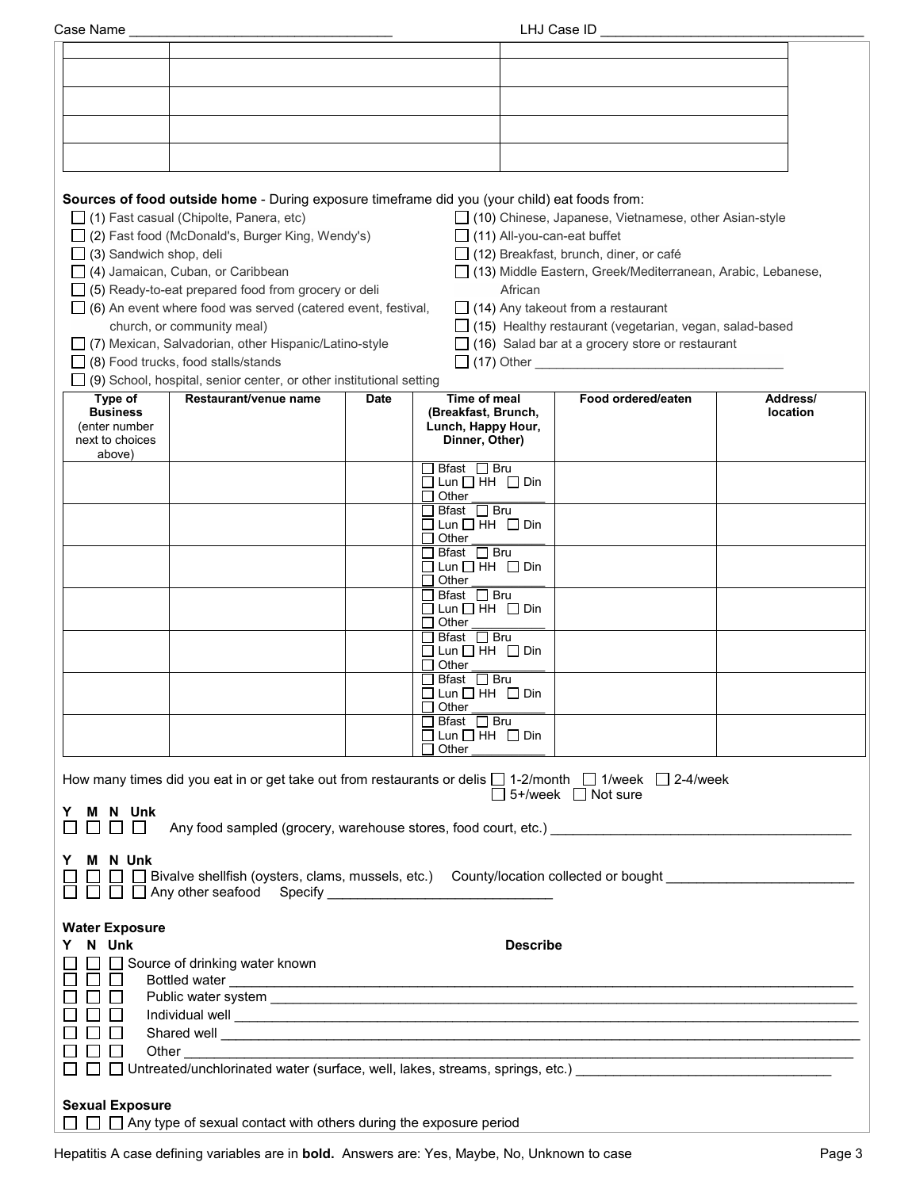Case Name ___________________________________ LHJ Case ID ___________________________________

| | | |
|---|---|---|
| | | |
| | | |
| | | |
| | | |
| | | |

**Sources of food outside home** - During exposure timeframe did you (your child) eat foods from:

- ☐ (1) Fast casual (Chipolte, Panera, etc)
- ☐ (2) Fast food (McDonald's, Burger King, Wendy's)
- ☐ (3) Sandwich shop, deli
- ☐ (4) Jamaican, Cuban, or Caribbean
- ☐ (5) Ready-to-eat prepared food from grocery or deli
- ☐ (6) An event where food was served (catered event, festival, church, or community meal)
- ☐ (7) Mexican, Salvadorian, other Hispanic/Latino-style
- ☐ (8) Food trucks, food stalls/stands
- ☐ (9) School, hospital, senior center, or other institutional setting
- ☐ (10) Chinese, Japanese, Vietnamese, other Asian-style
- ☐ (11) All-you-can-eat buffet
- ☐ (12) Breakfast, brunch, diner, or café
- ☐ (13) Middle Eastern, Greek/Mediterranean, Arabic, Lebanese, African
- ☐ (14) Any takeout from a restaurant
- ☐ (15) Healthy restaurant (vegetarian, vegan, salad-based
- ☐ (16) Salad bar at a grocery store or restaurant
- ☐ (17) Other ___________________________________

| Type of Business (enter number next to choices above) | Restaurant/venue name | Date | Time of meal (Breakfast, Brunch, Lunch, Happy Hour, Dinner, Other) | Food ordered/eaten | Address/ location |
|---|---|---|---|---|---|
| | | | ☐ Bfast ☐ Bru ☐ Lun ☐ HH ☐ Din ☐ Other ____ | | |
| | | | ☐ Bfast ☐ Bru ☐ Lun ☐ HH ☐ Din ☐ Other ____ | | |
| | | | ☐ Bfast ☐ Bru ☐ Lun ☐ HH ☐ Din ☐ Other ____ | | |
| | | | ☐ Bfast ☐ Bru ☐ Lun ☐ HH ☐ Din ☐ Other ____ | | |
| | | | ☐ Bfast ☐ Bru ☐ Lun ☐ HH ☐ Din ☐ Other ____ | | |
| | | | ☐ Bfast ☐ Bru ☐ Lun ☐ HH ☐ Din ☐ Other ____ | | |
| | | | ☐ Bfast ☐ Bru ☐ Lun ☐ HH ☐ Din ☐ Other ____ | | |

How many times did you eat in or get take out from restaurants or delis ☐ 1-2/month ☐ 1/week ☐ 2-4/week ☐ 5+/week ☐ Not sure

| Y | M | N | Unk | |
|---|---|---|---|---|
| ☐ | ☐ | ☐ | ☐ | Any food sampled (grocery, warehouse stores, food court, etc.) ________________________________________ |

| Y | M | N | Unk | |
|---|---|---|---|---|
| ☐ | ☐ | ☐ | ☐ | Bivalve shellfish (oysters, clams, mussels, etc.) County/location collected or bought ________________________ |
| ☐ | ☐ | ☐ | ☐ | Any other seafood Specify ______________________________ |

**Water Exposure**

| Y | N | Unk | | Describe |
|---|---|---|---|---|
| ☐ | ☐ | ☐ | Source of drinking water known | |
| ☐ | ☐ | ☐ | Bottled water | ____________________ |
| ☐ | ☐ | ☐ | Public water system | ____________________ |
| ☐ | ☐ | ☐ | Individual well | ____________________ |
| ☐ | ☐ | ☐ | Shared well | ____________________ |
| ☐ | ☐ | ☐ | Other | ____________________ |
| ☐ | ☐ | ☐ | Untreated/unchlorinated water (surface, well, lakes, streams, springs, etc.) | ____________________ |

**Sexual Exposure**

☐ ☐ ☐ Any type of sexual contact with others during the exposure period

Hepatitis A case defining variables are in **bold.** Answers are: Yes, Maybe, No, Unknown to case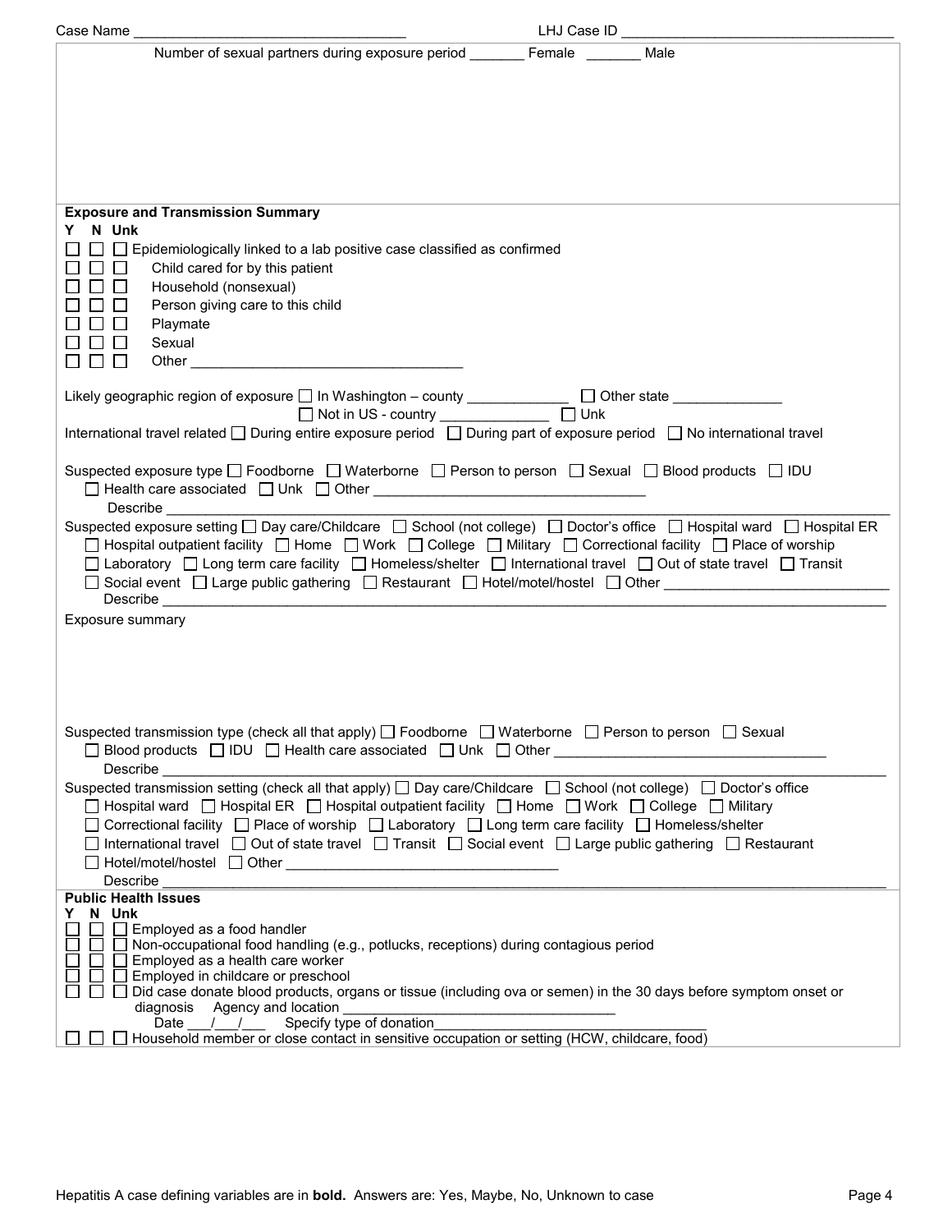Case Name ________________________________ LHJ Case ID ________________________________

Number of sexual partners during exposure period _______ Female _______ Male

### Exposure and Transmission Summary

**Y N Unk**

☐ ☐ ☐ Epidemiologically linked to a lab positive case classified as confirmed
☐ ☐ ☐ Child cared for by this patient
☐ ☐ ☐ Household (nonsexual)
☐ ☐ ☐ Person giving care to this child
☐ ☐ ☐ Playmate
☐ ☐ ☐ Sexual
☐ ☐ ☐ Other ________________________________

Likely geographic region of exposure ☐ In Washington – county ____________ ☐ Other state _____________
☐ Not in US - country _____________ ☐ Unk

International travel related ☐ During entire exposure period ☐ During part of exposure period ☐ No international travel

Suspected exposure type ☐ Foodborne ☐ Waterborne ☐ Person to person ☐ Sexual ☐ Blood products ☐ IDU
☐ Health care associated ☐ Unk ☐ Other ________________________________
Describe ________________________________

Suspected exposure setting ☐ Day care/Childcare ☐ School (not college) ☐ Doctor's office ☐ Hospital ward ☐ Hospital ER
☐ Hospital outpatient facility ☐ Home ☐ Work ☐ College ☐ Military ☐ Correctional facility ☐ Place of worship
☐ Laboratory ☐ Long term care facility ☐ Homeless/shelter ☐ International travel ☐ Out of state travel ☐ Transit
☐ Social event ☐ Large public gathering ☐ Restaurant ☐ Hotel/motel/hostel ☐ Other ____________________________
Describe ________________________________

Exposure summary

Suspected transmission type (check all that apply) ☐ Foodborne ☐ Waterborne ☐ Person to person ☐ Sexual
☐ Blood products ☐ IDU ☐ Health care associated ☐ Unk ☐ Other ________________________________
Describe ________________________________

Suspected transmission setting (check all that apply) ☐ Day care/Childcare ☐ School (not college) ☐ Doctor's office
☐ Hospital ward ☐ Hospital ER ☐ Hospital outpatient facility ☐ Home ☐ Work ☐ College ☐ Military
☐ Correctional facility ☐ Place of worship ☐ Laboratory ☐ Long term care facility ☐ Homeless/shelter
☐ International travel ☐ Out of state travel ☐ Transit ☐ Social event ☐ Large public gathering ☐ Restaurant
☐ Hotel/motel/hostel ☐ Other ________________________________
Describe ________________________________

### Public Health Issues

**Y N Unk**

☐ ☐ ☐ Employed as a food handler
☐ ☐ ☐ Non-occupational food handling (e.g., potlucks, receptions) during contagious period
☐ ☐ ☐ Employed as a health care worker
☐ ☐ ☐ Employed in childcare or preschool
☐ ☐ ☐ Did case donate blood products, organs or tissue (including ova or semen) in the 30 days before symptom onset or diagnosis Agency and location ________________________________
Date ___/___/___ Specify type of donation________________________________
☐ ☐ ☐ Household member or close contact in sensitive occupation or setting (HCW, childcare, food)

Hepatitis A case defining variables are in **bold**. Answers are: Yes, Maybe, No, Unknown to case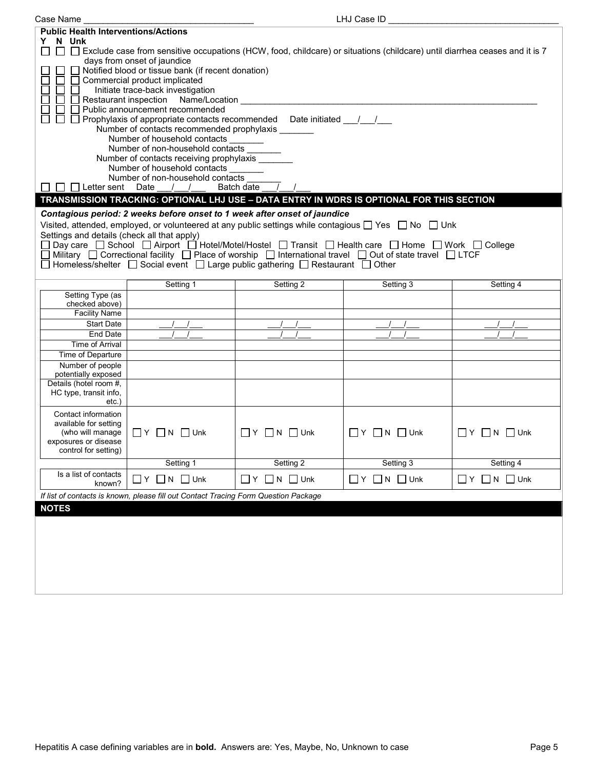Case Name ______________________________ LHJ Case ID ______________________________

**Public Health Interventions/Actions**

**Y N Unk**

☐ ☐ ☐ Exclude case from sensitive occupations (HCW, food, childcare) or situations (childcare) until diarrhea ceases and it is 7 days from onset of jaundice

☐ ☐ ☐ Notified blood or tissue bank (if recent donation)

☐ ☐ ☐ Commercial product implicated

☐ ☐ ☐ Initiate trace-back investigation

☐ ☐ ☐ Restaurant inspection Name/Location ______________________________

☐ ☐ ☐ Public announcement recommended

☐ ☐ ☐ Prophylaxis of appropriate contacts recommended Date initiated ___/___/___

- Number of contacts recommended prophylaxis _______
  - Number of household contacts _______
  - Number of non-household contacts _______
- Number of contacts receiving prophylaxis _______
  - Number of household contacts _______
  - Number of non-household contacts _______

☐ ☐ ☐ Letter sent Date ___/___/___ Batch date ___/___/___

## TRANSMISSION TRACKING: OPTIONAL LHJ USE – DATA ENTRY IN WDRS IS OPTIONAL FOR THIS SECTION

***Contagious period: 2 weeks before onset to 1 week after onset of jaundice***

Visited, attended, employed, or volunteered at any public settings while contagious ☐ Yes ☐ No ☐ Unk

Settings and details (check all that apply)

☐ Day care ☐ School ☐ Airport ☐ Hotel/Motel/Hostel ☐ Transit ☐ Health care ☐ Home ☐ Work ☐ College
☐ Military ☐ Correctional facility ☐ Place of worship ☐ International travel ☐ Out of state travel ☐ LTCF
☐ Homeless/shelter ☐ Social event ☐ Large public gathering ☐ Restaurant ☐ Other

| | Setting 1 | Setting 2 | Setting 3 | Setting 4 |
|---|---|---|---|---|
| Setting Type (as checked above) | | | | |
| Facility Name | | | | |
| Start Date | ___/___/___ | ___/___/___ | ___/___/___ | ___/___/___ |
| End Date | ___/___/___ | ___/___/___ | ___/___/___ | ___/___/___ |
| Time of Arrival | | | | |
| Time of Departure | | | | |
| Number of people potentially exposed | | | | |
| Details (hotel room #, HC type, transit info, etc.) | | | | |
| Contact information available for setting (who will manage exposures or disease control for setting) | ☐ Y ☐ N ☐ Unk | ☐ Y ☐ N ☐ Unk | ☐ Y ☐ N ☐ Unk | ☐ Y ☐ N ☐ Unk |

| | Setting 1 | Setting 2 | Setting 3 | Setting 4 |
|---|---|---|---|---|
| Is a list of contacts known? | ☐ Y ☐ N ☐ Unk | ☐ Y ☐ N ☐ Unk | ☐ Y ☐ N ☐ Unk | ☐ Y ☐ N ☐ Unk |

*If list of contacts is known, please fill out Contact Tracing Form Question Package*

## NOTES

Hepatitis A case defining variables are in **bold.** Answers are: Yes, Maybe, No, Unknown to case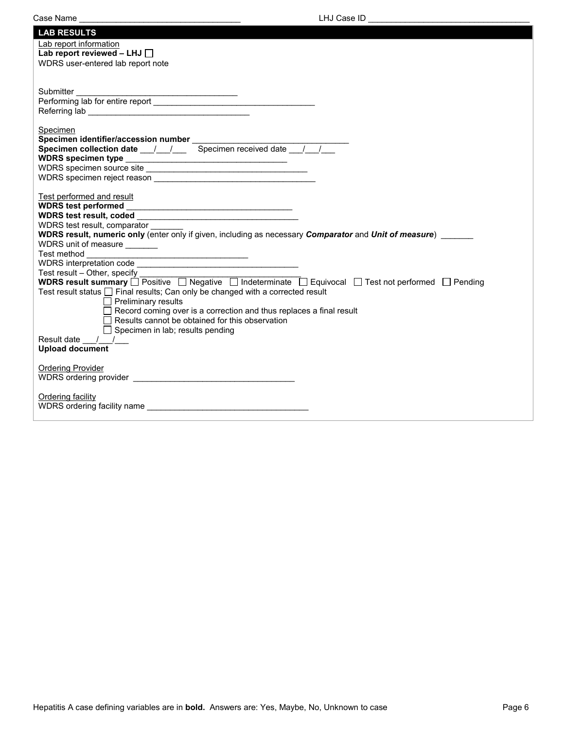Case Name ___________________________________ LHJ Case ID ___________________________________

## LAB RESULTS

Lab report information

**Lab report reviewed – LHJ** ☐

WDRS user-entered lab report note

Submitter ___________________________________

Performing lab for entire report ___________________________________

Referring lab ___________________________________

Specimen

**Specimen identifier/accession number** ___________________________________

**Specimen collection date** ___/___/___ Specimen received date ___/___/___

**WDRS specimen type** ___________________________________

WDRS specimen source site ___________________________________

WDRS specimen reject reason ___________________________________

Test performed and result

**WDRS test performed** ___________________________________

**WDRS test result, coded** ___________________________________

WDRS test result, comparator _______

**WDRS result, numeric only** (enter only if given, including as necessary ***Comparator*** and ***Unit of measure***) _______

WDRS unit of measure _______

Test method ___________________________________

WDRS interpretation code ___________________________________

Test result – Other, specify ___________________________________

**WDRS result summary** ☐ Positive ☐ Negative ☐ Indeterminate ☐ Equivocal ☐ Test not performed ☐ Pending

Test result status
- ☐ Final results; Can only be changed with a corrected result
- ☐ Preliminary results
- ☐ Record coming over is a correction and thus replaces a final result
- ☐ Results cannot be obtained for this observation
- ☐ Specimen in lab; results pending

Result date ___/___/___

**Upload document**

Ordering Provider

WDRS ordering provider ___________________________________

Ordering facility

WDRS ordering facility name ___________________________________

Hepatitis A case defining variables are in **bold.** Answers are: Yes, Maybe, No, Unknown to case